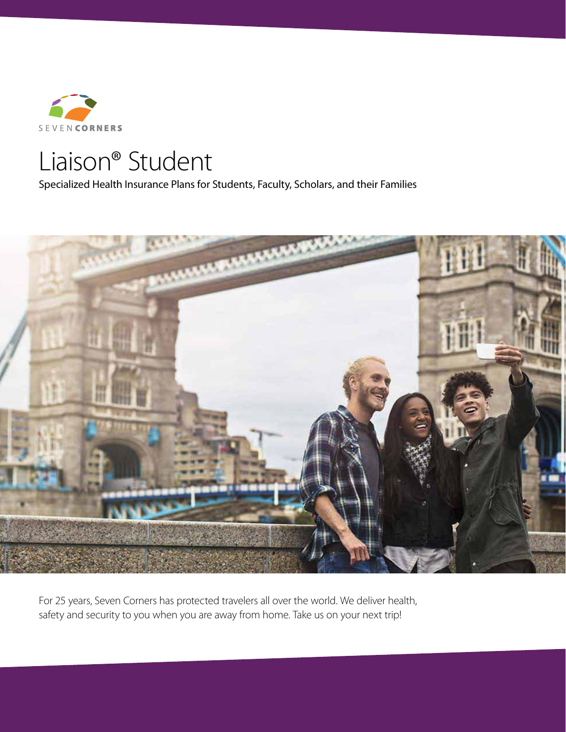SEVEN CORNERS

# Liaison® Student

Specialized Health Insurance Plans for Students, Faculty, Scholars, and their Families

For 25 years, Seven Corners has protected travelers all over the world. We deliver health, safety and security to you when you are away from home. Take us on your next trip!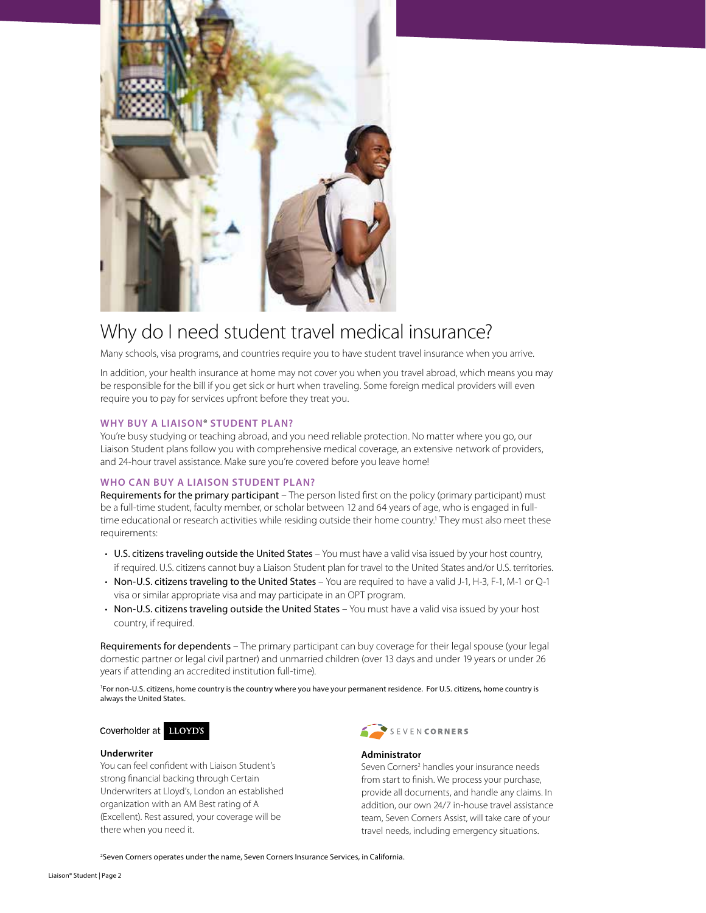# Why do I need student travel medical insurance?

Many schools, visa programs, and countries require you to have student travel insurance when you arrive.

In addition, your health insurance at home may not cover you when you travel abroad, which means you may be responsible for the bill if you get sick or hurt when traveling. Some foreign medical providers will even require you to pay for services upfront before they treat you.

### WHY BUY A LIAISON® STUDENT PLAN?

You're busy studying or teaching abroad, and you need reliable protection. No matter where you go, our Liaison Student plans follow you with comprehensive medical coverage, an extensive network of providers, and 24-hour travel assistance. Make sure you're covered before you leave home!

### WHO CAN BUY A LIAISON STUDENT PLAN?

Requirements for the primary participant – The person listed first on the policy (primary participant) must be a full-time student, faculty member, or scholar between 12 and 64 years of age, who is engaged in full-time educational or research activities while residing outside their home country.[1] They must also meet these requirements:

- U.S. citizens traveling outside the United States – You must have a valid visa issued by your host country, if required. U.S. citizens cannot buy a Liaison Student plan for travel to the United States and/or U.S. territories.
- Non-U.S. citizens traveling to the United States – You are required to have a valid J-1, H-3, F-1, M-1 or Q-1 visa or similar appropriate visa and may participate in an OPT program.
- Non-U.S. citizens traveling outside the United States – You must have a valid visa issued by your host country, if required.

Requirements for dependents – The primary participant can buy coverage for their legal spouse (your legal domestic partner or legal civil partner) and unmarried children (over 13 days and under 19 years or under 26 years if attending an accredited institution full-time).

[1]For non-U.S. citizens, home country is the country where you have your permanent residence. For U.S. citizens, home country is always the United States.

Coverholder at LLOYD'S

**Underwriter**

You can feel confident with Liaison Student's strong financial backing through Certain Underwriters at Lloyd's, London an established organization with an AM Best rating of A (Excellent). Rest assured, your coverage will be there when you need it.

SEVEN CORNERS

**Administrator**

Seven Corners[2] handles your insurance needs from start to finish. We process your purchase, provide all documents, and handle any claims. In addition, our own 24/7 in-house travel assistance team, Seven Corners Assist, will take care of your travel needs, including emergency situations.

[2]Seven Corners operates under the name, Seven Corners Insurance Services, in California.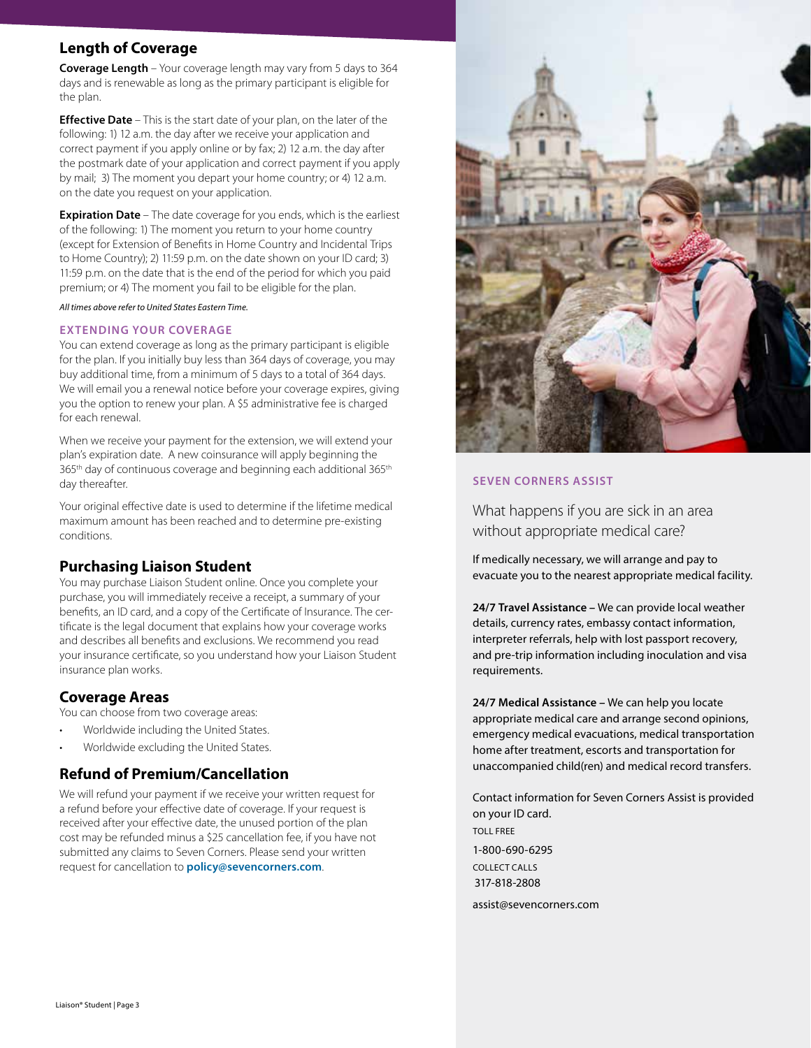## Length of Coverage

**Coverage Length** – Your coverage length may vary from 5 days to 364 days and is renewable as long as the primary participant is eligible for the plan.

**Effective Date** – This is the start date of your plan, on the later of the following: 1) 12 a.m. the day after we receive your application and correct payment if you apply online or by fax; 2) 12 a.m. the day after the postmark date of your application and correct payment if you apply by mail; 3) The moment you depart your home country; or 4) 12 a.m. on the date you request on your application.

**Expiration Date** – The date coverage for you ends, which is the earliest of the following: 1) The moment you return to your home country (except for Extension of Benefits in Home Country and Incidental Trips to Home Country); 2) 11:59 p.m. on the date shown on your ID card; 3) 11:59 p.m. on the date that is the end of the period for which you paid premium; or 4) The moment you fail to be eligible for the plan.

*All times above refer to United States Eastern Time.*

### EXTENDING YOUR COVERAGE

You can extend coverage as long as the primary participant is eligible for the plan. If you initially buy less than 364 days of coverage, you may buy additional time, from a minimum of 5 days to a total of 364 days. We will email you a renewal notice before your coverage expires, giving you the option to renew your plan. A $5 administrative fee is charged for each renewal.

When we receive your payment for the extension, we will extend your plan's expiration date. A new coinsurance will apply beginning the 365th day of continuous coverage and beginning each additional 365th day thereafter.

Your original effective date is used to determine if the lifetime medical maximum amount has been reached and to determine pre-existing conditions.

## Purchasing Liaison Student

You may purchase Liaison Student online. Once you complete your purchase, you will immediately receive a receipt, a summary of your benefits, an ID card, and a copy of the Certificate of Insurance. The certificate is the legal document that explains how your coverage works and describes all benefits and exclusions. We recommend you read your insurance certificate, so you understand how your Liaison Student insurance plan works.

## Coverage Areas

You can choose from two coverage areas:

- Worldwide including the United States.
- Worldwide excluding the United States.

## Refund of Premium/Cancellation

We will refund your payment if we receive your written request for a refund before your effective date of coverage. If your request is received after your effective date, the unused portion of the plan cost may be refunded minus a $25 cancellation fee, if you have not submitted any claims to Seven Corners. Please send your written request for cancellation to **policy@sevencorners.com**.

### SEVEN CORNERS ASSIST

What happens if you are sick in an area without appropriate medical care?

If medically necessary, we will arrange and pay to evacuate you to the nearest appropriate medical facility.

**24/7 Travel Assistance** – We can provide local weather details, currency rates, embassy contact information, interpreter referrals, help with lost passport recovery, and pre-trip information including inoculation and visa requirements.

**24/7 Medical Assistance** – We can help you locate appropriate medical care and arrange second opinions, emergency medical evacuations, medical transportation home after treatment, escorts and transportation for unaccompanied child(ren) and medical record transfers.

Contact information for Seven Corners Assist is provided on your ID card.

TOLL FREE
1-800-690-6295

COLLECT CALLS
317-818-2808

assist@sevencorners.com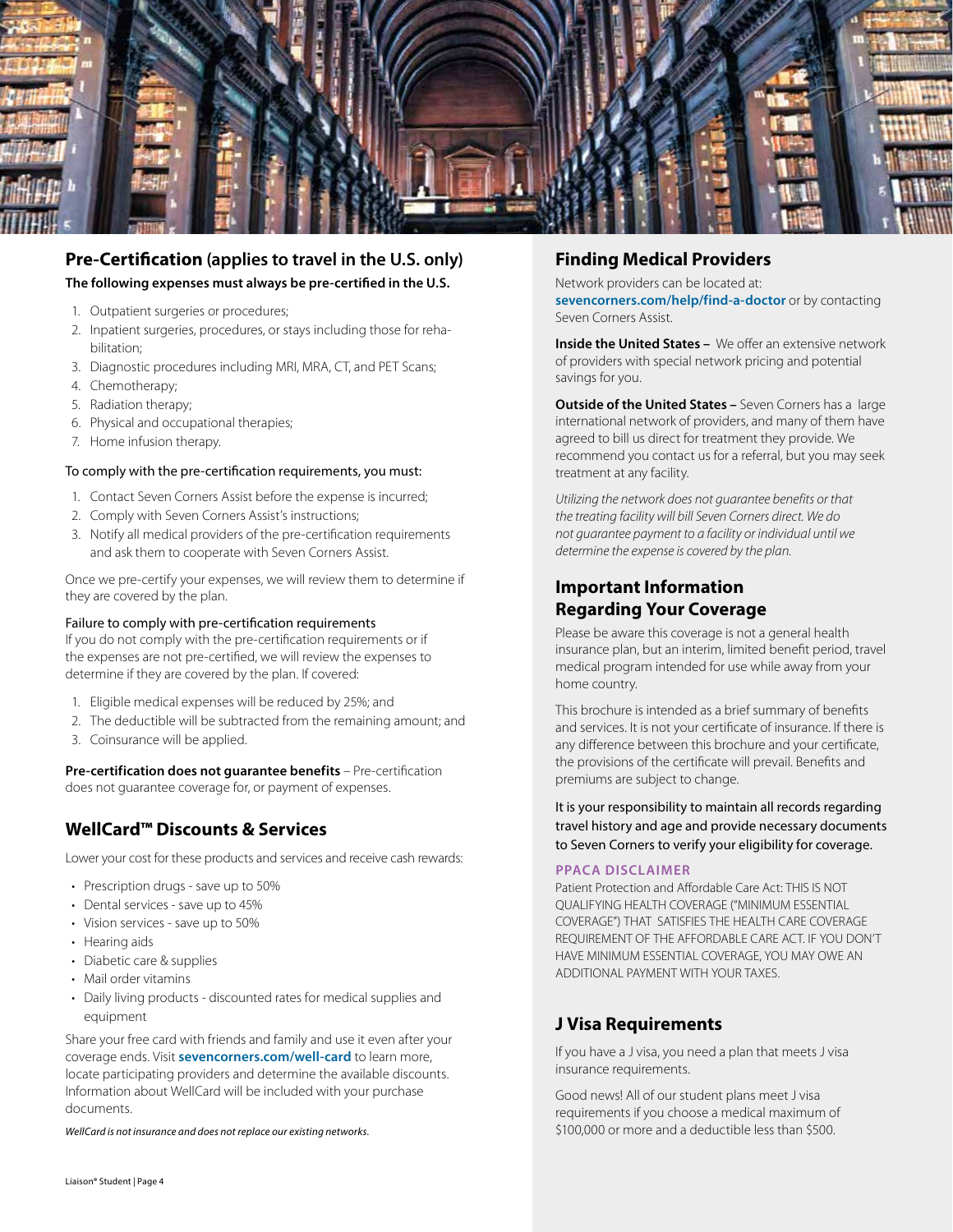## Pre-Certification (applies to travel in the U.S. only)

**The following expenses must always be pre-certified in the U.S.**

1. Outpatient surgeries or procedures;
2. Inpatient surgeries, procedures, or stays including those for rehabilitation;
3. Diagnostic procedures including MRI, MRA, CT, and PET Scans;
4. Chemotherapy;
5. Radiation therapy;
6. Physical and occupational therapies;
7. Home infusion therapy.

To comply with the pre-certification requirements, you must:

1. Contact Seven Corners Assist before the expense is incurred;
2. Comply with Seven Corners Assist's instructions;
3. Notify all medical providers of the pre-certification requirements and ask them to cooperate with Seven Corners Assist.

Once we pre-certify your expenses, we will review them to determine if they are covered by the plan.

Failure to comply with pre-certification requirements
If you do not comply with the pre-certification requirements or if the expenses are not pre-certified, we will review the expenses to determine if they are covered by the plan. If covered:

1. Eligible medical expenses will be reduced by 25%; and
2. The deductible will be subtracted from the remaining amount; and
3. Coinsurance will be applied.

**Pre-certification does not guarantee benefits** – Pre-certification does not guarantee coverage for, or payment of expenses.

## WellCard™ Discounts & Services

Lower your cost for these products and services and receive cash rewards:

- Prescription drugs - save up to 50%
- Dental services - save up to 45%
- Vision services - save up to 50%
- Hearing aids
- Diabetic care & supplies
- Mail order vitamins
- Daily living products - discounted rates for medical supplies and equipment

Share your free card with friends and family and use it even after your coverage ends. Visit **sevencorners.com/well-card** to learn more, locate participating providers and determine the available discounts. Information about WellCard will be included with your purchase documents.

*WellCard is not insurance and does not replace our existing networks.*

## Finding Medical Providers

Network providers can be located at: **sevencorners.com/help/find-a-doctor** or by contacting Seven Corners Assist.

**Inside the United States –** We offer an extensive network of providers with special network pricing and potential savings for you.

**Outside of the United States –** Seven Corners has a large international network of providers, and many of them have agreed to bill us direct for treatment they provide. We recommend you contact us for a referral, but you may seek treatment at any facility.

*Utilizing the network does not guarantee benefits or that the treating facility will bill Seven Corners direct. We do not guarantee payment to a facility or individual until we determine the expense is covered by the plan.*

## Important Information Regarding Your Coverage

Please be aware this coverage is not a general health insurance plan, but an interim, limited benefit period, travel medical program intended for use while away from your home country.

This brochure is intended as a brief summary of benefits and services. It is not your certificate of insurance. If there is any difference between this brochure and your certificate, the provisions of the certificate will prevail. Benefits and premiums are subject to change.

It is your responsibility to maintain all records regarding travel history and age and provide necessary documents to Seven Corners to verify your eligibility for coverage.

### PPACA DISCLAIMER

Patient Protection and Affordable Care Act: THIS IS NOT QUALIFYING HEALTH COVERAGE ("MINIMUM ESSENTIAL COVERAGE") THAT SATISFIES THE HEALTH CARE COVERAGE REQUIREMENT OF THE AFFORDABLE CARE ACT. IF YOU DON'T HAVE MINIMUM ESSENTIAL COVERAGE, YOU MAY OWE AN ADDITIONAL PAYMENT WITH YOUR TAXES.

## J Visa Requirements

If you have a J visa, you need a plan that meets J visa insurance requirements.

Good news! All of our student plans meet J visa requirements if you choose a medical maximum of $100,000 or more and a deductible less than $500.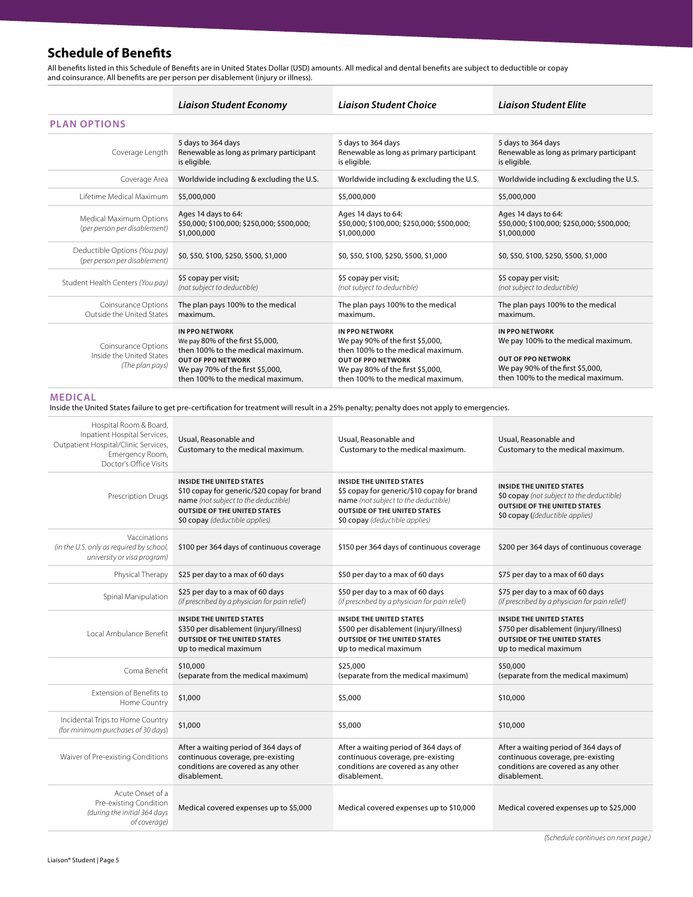## Schedule of Benefits

All benefits listed in this Schedule of Benefits are in United States Dollar (USD) amounts. All medical and dental benefits are subject to deductible or copay and coinsurance. All benefits are per person per disablement (injury or illness).

| | *Liaison Student Economy* | *Liaison Student Choice* | *Liaison Student Elite* |
|---|---|---|---|
| **PLAN OPTIONS** | | | |
| Coverage Length | 5 days to 364 days<br>Renewable as long as primary participant is eligible. | 5 days to 364 days<br>Renewable as long as primary participant is eligible. | 5 days to 364 days<br>Renewable as long as primary participant is eligible. |
| Coverage Area | Worldwide including & excluding the U.S. | Worldwide including & excluding the U.S. | Worldwide including & excluding the U.S. |
| Lifetime Medical Maximum | $5,000,000 | $5,000,000 | $5,000,000 |
| Medical Maximum Options (*per person per disablement*) | Ages 14 days to 64:<br>$50,000; $100,000; $250,000; $500,000; $1,000,000 | Ages 14 days to 64:<br>$50,000; $100,000; $250,000; $500,000; $1,000,000 | Ages 14 days to 64:<br>$50,000; $100,000; $250,000; $500,000; $1,000,000 |
| Deductible Options *(You pay)* (*per person per disablement*) | $0, $50, $100, $250, $500, $1,000 | $0, $50, $100, $250, $500, $1,000 | $0, $50, $100, $250, $500, $1,000 |
| Student Health Centers *(You pay)* | $5 copay per visit;<br>*(not subject to deductible)* | $5 copay per visit;<br>*(not subject to deductible)* | $5 copay per visit;<br>*(not subject to deductible)* |
| Coinsurance Options Outside the United States | The plan pays 100% to the medical maximum. | The plan pays 100% to the medical maximum. | The plan pays 100% to the medical maximum. |
| Coinsurance Options Inside the United States *(The plan pays)* | **IN PPO NETWORK**<br>We pay 80% of the first $5,000, then 100% to the medical maximum.<br>**OUT OF PPO NETWORK**<br>We pay 70% of the first $5,000, then 100% to the medical maximum. | **IN PPO NETWORK**<br>We pay 90% of the first $5,000, then 100% to the medical maximum.<br>**OUT OF PPO NETWORK**<br>We pay 80% of the first $5,000, then 100% to the medical maximum. | **IN PPO NETWORK**<br>We pay 100% to the medical maximum.<br>**OUT OF PPO NETWORK**<br>We pay 90% of the first $5,000, then 100% to the medical maximum. |

### MEDICAL

Inside the United States failure to get pre-certification for treatment will result in a 25% penalty; penalty does not apply to emergencies.

| | *Liaison Student Economy* | *Liaison Student Choice* | *Liaison Student Elite* |
|---|---|---|---|
| Hospital Room & Board, Inpatient Hospital Services, Outpatient Hospital/Clinic Services, Emergency Room, Doctor's Office Visits | Usual, Reasonable and Customary to the medical maximum. | Usual, Reasonable and Customary to the medical maximum. | Usual, Reasonable and Customary to the medical maximum. |
| Prescription Drugs | **INSIDE THE UNITED STATES**<br>$10 copay for generic/$20 copay for brand name *(not subject to the deductible)*<br>**OUTSIDE OF THE UNITED STATES**<br>$0 copay *(deductible applies)* | **INSIDE THE UNITED STATES**<br>$5 copay for generic/$10 copay for brand name *(not subject to the deductible)*<br>**OUTSIDE OF THE UNITED STATES**<br>$0 copay *(deductible applies)* | **INSIDE THE UNITED STATES**<br>$0 copay *(not subject to the deductible)*<br>**OUTSIDE OF THE UNITED STATES**<br>$0 copay (*(deductible applies)* |
| Vaccinations *(in the U.S. only as required by school, university or visa program)* | $100 per 364 days of continuous coverage | $150 per 364 days of continuous coverage | $200 per 364 days of continuous coverage |
| Physical Therapy | $25 per day to a max of 60 days | $50 per day to a max of 60 days | $75 per day to a max of 60 days |
| Spinal Manipulation | $25 per day to a max of 60 days<br>*(if prescribed by a physician for pain relief)* | $50 per day to a max of 60 days<br>*(if prescribed by a physician for pain relief)* | $75 per day to a max of 60 days<br>*(if prescribed by a physician for pain relief)* |
| Local Ambulance Benefit | **INSIDE THE UNITED STATES**<br>$350 per disablement (injury/illness)<br>**OUTSIDE OF THE UNITED STATES**<br>Up to medical maximum | **INSIDE THE UNITED STATES**<br>$500 per disablement (injury/illness)<br>**OUTSIDE OF THE UNITED STATES**<br>Up to medical maximum | **INSIDE THE UNITED STATES**<br>$750 per disablement (injury/illness)<br>**OUTSIDE OF THE UNITED STATES**<br>Up to medical maximum |
| Coma Benefit | $10,000<br>(separate from the medical maximum) | $25,000<br>(separate from the medical maximum) | $50,000<br>(separate from the medical maximum) |
| Extension of Benefits to Home Country | $1,000 | $5,000 | $10,000 |
| Incidental Trips to Home Country *(for minimum purchases of 30 days)* | $1,000 | $5,000 | $10,000 |
| Waiver of Pre-existing Conditions | After a waiting period of 364 days of continuous coverage, pre-existing conditions are covered as any other disablement. | After a waiting period of 364 days of continuous coverage, pre-existing conditions are covered as any other disablement. | After a waiting period of 364 days of continuous coverage, pre-existing conditions are covered as any other disablement. |
| Acute Onset of a Pre-existing Condition *(during the initial 364 days of coverage)* | Medical covered expenses up to $5,000 | Medical covered expenses up to $10,000 | Medical covered expenses up to $25,000 |

*(Schedule continues on next page.)*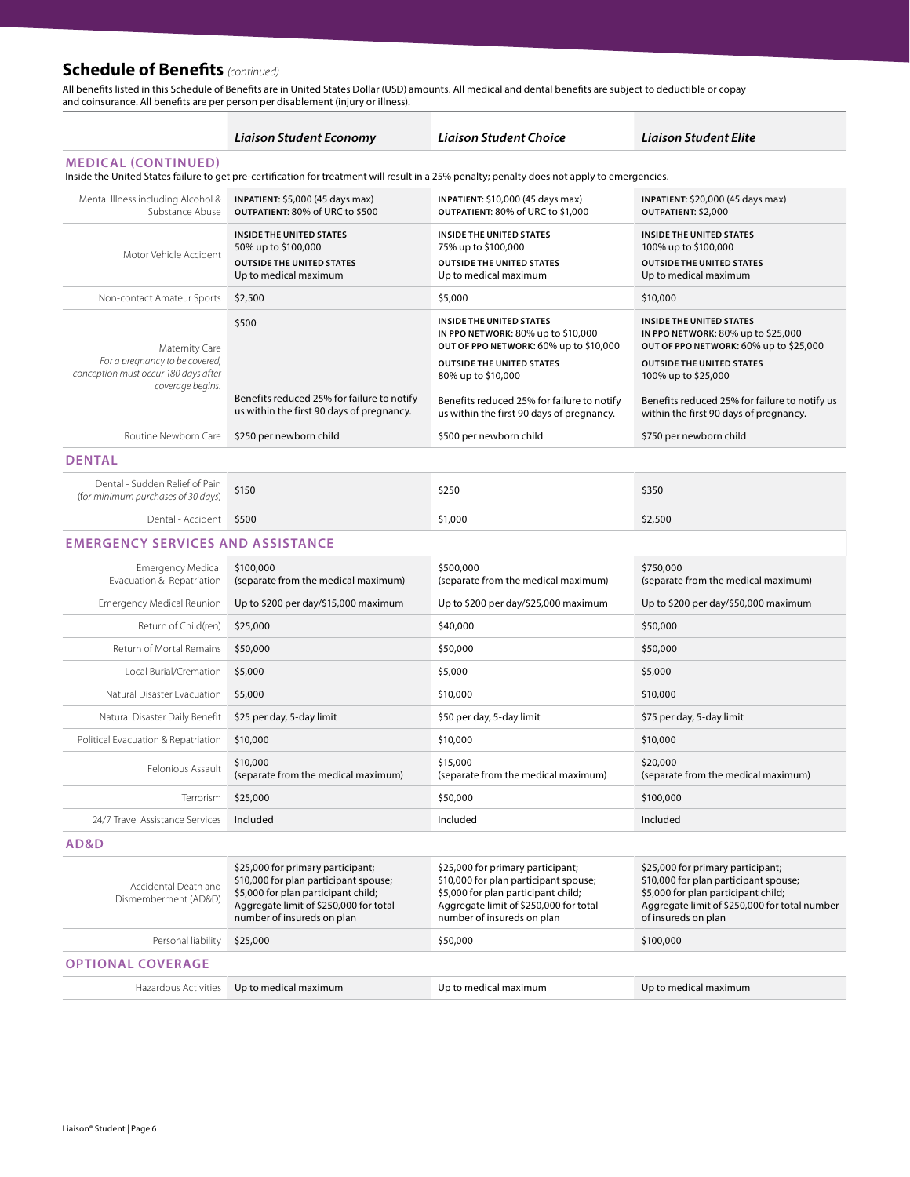## Schedule of Benefits *(continued)*

All benefits listed in this Schedule of Benefits are in United States Dollar (USD) amounts. All medical and dental benefits are subject to deductible or copay and coinsurance. All benefits are per person per disablement (injury or illness).

| | *Liaison Student Economy* | *Liaison Student Choice* | *Liaison Student Elite* |
|---|---|---|---|
| **MEDICAL (CONTINUED)** Inside the United States failure to get pre-certification for treatment will result in a 25% penalty; penalty does not apply to emergencies. | | | |
| Mental Illness including Alcohol & Substance Abuse | **INPATIENT**: $5,000 (45 days max) **OUTPATIENT**: 80% of URC to $500 | **INPATIENT**: $10,000 (45 days max) **OUTPATIENT**: 80% of URC to $1,000 | **INPATIENT**: $20,000 (45 days max) **OUTPATIENT**: $2,000 |
| Motor Vehicle Accident | **INSIDE THE UNITED STATES** 50% up to $100,000 **OUTSIDE THE UNITED STATES** Up to medical maximum | **INSIDE THE UNITED STATES** 75% up to $100,000 **OUTSIDE THE UNITED STATES** Up to medical maximum | **INSIDE THE UNITED STATES** 100% up to $100,000 **OUTSIDE THE UNITED STATES** Up to medical maximum |
| Non-contact Amateur Sports | $2,500 | $5,000 | $10,000 |
| Maternity Care *For a pregnancy to be covered, conception must occur 180 days after coverage begins.* | $500 Benefits reduced 25% for failure to notify us within the first 90 days of pregnancy. | **INSIDE THE UNITED STATES** **IN PPO NETWORK**: 80% up to $10,000 **OUT OF PPO NETWORK**: 60% up to $10,000 **OUTSIDE THE UNITED STATES** 80% up to $10,000 Benefits reduced 25% for failure to notify us within the first 90 days of pregnancy. | **INSIDE THE UNITED STATES** **IN PPO NETWORK**: 80% up to $25,000 **OUT OF PPO NETWORK**: 60% up to $25,000 **OUTSIDE THE UNITED STATES** 100% up to $25,000 Benefits reduced 25% for failure to notify us within the first 90 days of pregnancy. |
| Routine Newborn Care | $250 per newborn child | $500 per newborn child | $750 per newborn child |
| **DENTAL** | | | |
| Dental - Sudden Relief of Pain *(for minimum purchases of 30 days)* | $150 | $250 | $350 |
| Dental - Accident | $500 | $1,000 | $2,500 |
| **EMERGENCY SERVICES AND ASSISTANCE** | | | |
| Emergency Medical Evacuation & Repatriation | $100,000 (separate from the medical maximum) | $500,000 (separate from the medical maximum) | $750,000 (separate from the medical maximum) |
| Emergency Medical Reunion | Up to $200 per day/$15,000 maximum | Up to $200 per day/$25,000 maximum | Up to $200 per day/$50,000 maximum |
| Return of Child(ren) | $25,000 | $40,000 | $50,000 |
| Return of Mortal Remains | $50,000 | $50,000 | $50,000 |
| Local Burial/Cremation | $5,000 | $5,000 | $5,000 |
| Natural Disaster Evacuation | $5,000 | $10,000 | $10,000 |
| Natural Disaster Daily Benefit | $25 per day, 5-day limit | $50 per day, 5-day limit | $75 per day, 5-day limit |
| Political Evacuation & Repatriation | $10,000 | $10,000 | $10,000 |
| Felonious Assault | $10,000 (separate from the medical maximum) | $15,000 (separate from the medical maximum) | $20,000 (separate from the medical maximum) |
| Terrorism | $25,000 | $50,000 | $100,000 |
| 24/7 Travel Assistance Services | Included | Included | Included |
| **AD&D** | | | |
| Accidental Death and Dismemberment (AD&D) | $25,000 for primary participant; $10,000 for plan participant spouse; $5,000 for plan participant child; Aggregate limit of $250,000 for total number of insureds on plan | $25,000 for primary participant; $10,000 for plan participant spouse; $5,000 for plan participant child; Aggregate limit of $250,000 for total number of insureds on plan | $25,000 for primary participant; $10,000 for plan participant spouse; $5,000 for plan participant child; Aggregate limit of $250,000 for total number of insureds on plan |
| Personal liability | $25,000 | $50,000 | $100,000 |
| **OPTIONAL COVERAGE** | | | |
| Hazardous Activities | Up to medical maximum | Up to medical maximum | Up to medical maximum |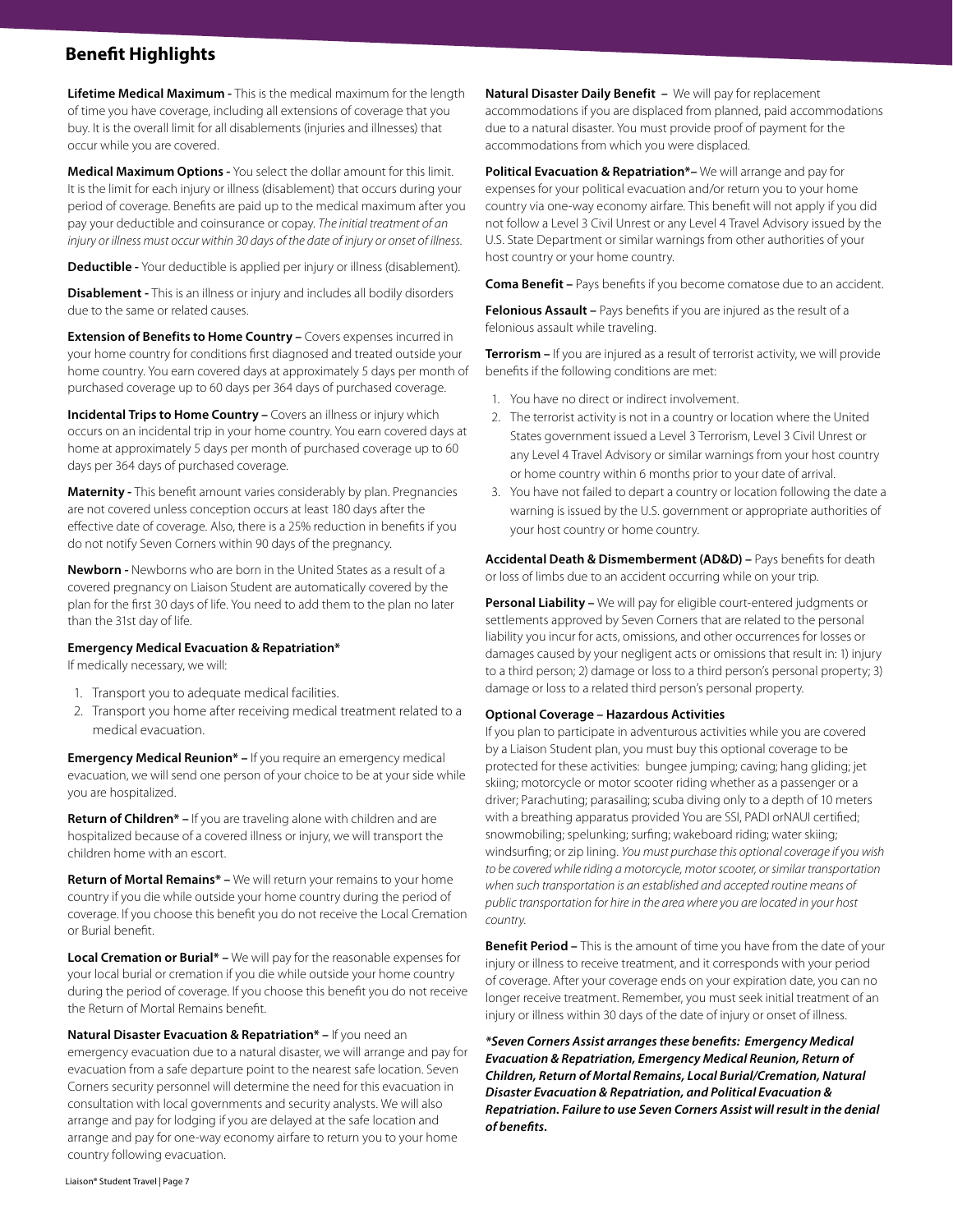## Benefit Highlights

**Lifetime Medical Maximum -** This is the medical maximum for the length of time you have coverage, including all extensions of coverage that you buy. It is the overall limit for all disablements (injuries and illnesses) that occur while you are covered.

**Medical Maximum Options -** You select the dollar amount for this limit. It is the limit for each injury or illness (disablement) that occurs during your period of coverage. Benefits are paid up to the medical maximum after you pay your deductible and coinsurance or copay. *The initial treatment of an injury or illness must occur within 30 days of the date of injury or onset of illness.*

**Deductible -** Your deductible is applied per injury or illness (disablement).

**Disablement -** This is an illness or injury and includes all bodily disorders due to the same or related causes.

**Extension of Benefits to Home Country –** Covers expenses incurred in your home country for conditions first diagnosed and treated outside your home country. You earn covered days at approximately 5 days per month of purchased coverage up to 60 days per 364 days of purchased coverage.

**Incidental Trips to Home Country –** Covers an illness or injury which occurs on an incidental trip in your home country. You earn covered days at home at approximately 5 days per month of purchased coverage up to 60 days per 364 days of purchased coverage.

**Maternity -** This benefit amount varies considerably by plan. Pregnancies are not covered unless conception occurs at least 180 days after the effective date of coverage. Also, there is a 25% reduction in benefits if you do not notify Seven Corners within 90 days of the pregnancy.

**Newborn -** Newborns who are born in the United States as a result of a covered pregnancy on Liaison Student are automatically covered by the plan for the first 30 days of life. You need to add them to the plan no later than the 31st day of life.

**Emergency Medical Evacuation & Repatriation***

If medically necessary, we will:

1. Transport you to adequate medical facilities.
2. Transport you home after receiving medical treatment related to a medical evacuation.

**Emergency Medical Reunion* –** If you require an emergency medical evacuation, we will send one person of your choice to be at your side while you are hospitalized.

**Return of Children* –** If you are traveling alone with children and are hospitalized because of a covered illness or injury, we will transport the children home with an escort.

**Return of Mortal Remains* –** We will return your remains to your home country if you die while outside your home country during the period of coverage. If you choose this benefit you do not receive the Local Cremation or Burial benefit.

**Local Cremation or Burial* –** We will pay for the reasonable expenses for your local burial or cremation if you die while outside your home country during the period of coverage. If you choose this benefit you do not receive the Return of Mortal Remains benefit.

**Natural Disaster Evacuation & Repatriation* –** If you need an emergency evacuation due to a natural disaster, we will arrange and pay for evacuation from a safe departure point to the nearest safe location. Seven Corners security personnel will determine the need for this evacuation in consultation with local governments and security analysts. We will also arrange and pay for lodging if you are delayed at the safe location and arrange and pay for one-way economy airfare to return you to your home country following evacuation.

**Natural Disaster Daily Benefit –** We will pay for replacement accommodations if you are displaced from planned, paid accommodations due to a natural disaster. You must provide proof of payment for the accommodations from which you were displaced.

**Political Evacuation & Repatriation*–** We will arrange and pay for expenses for your political evacuation and/or return you to your home country via one-way economy airfare. This benefit will not apply if you did not follow a Level 3 Civil Unrest or any Level 4 Travel Advisory issued by the U.S. State Department or similar warnings from other authorities of your host country or your home country.

**Coma Benefit –** Pays benefits if you become comatose due to an accident.

**Felonious Assault –** Pays benefits if you are injured as the result of a felonious assault while traveling.

**Terrorism –** If you are injured as a result of terrorist activity, we will provide benefits if the following conditions are met:

1. You have no direct or indirect involvement.
2. The terrorist activity is not in a country or location where the United States government issued a Level 3 Terrorism, Level 3 Civil Unrest or any Level 4 Travel Advisory or similar warnings from your host country or home country within 6 months prior to your date of arrival.
3. You have not failed to depart a country or location following the date a warning is issued by the U.S. government or appropriate authorities of your host country or home country.

**Accidental Death & Dismemberment (AD&D) –** Pays benefits for death or loss of limbs due to an accident occurring while on your trip.

**Personal Liability –** We will pay for eligible court-entered judgments or settlements approved by Seven Corners that are related to the personal liability you incur for acts, omissions, and other occurrences for losses or damages caused by your negligent acts or omissions that result in: 1) injury to a third person; 2) damage or loss to a third person's personal property; 3) damage or loss to a related third person's personal property.

**Optional Coverage – Hazardous Activities**

If you plan to participate in adventurous activities while you are covered by a Liaison Student plan, you must buy this optional coverage to be protected for these activities: bungee jumping; caving; hang gliding; jet skiing; motorcycle or motor scooter riding whether as a passenger or a driver; Parachuting; parasailing; scuba diving only to a depth of 10 meters with a breathing apparatus provided You are SSI, PADI orNAUI certified; snowmobiling; spelunking; surfing; wakeboard riding; water skiing; windsurfing; or zip lining. *You must purchase this optional coverage if you wish to be covered while riding a motorcycle, motor scooter, or similar transportation when such transportation is an established and accepted routine means of public transportation for hire in the area where you are located in your host country.*

**Benefit Period –** This is the amount of time you have from the date of your injury or illness to receive treatment, and it corresponds with your period of coverage. After your coverage ends on your expiration date, you can no longer receive treatment. Remember, you must seek initial treatment of an injury or illness within 30 days of the date of injury or onset of illness.

***Seven Corners Assist arranges these benefits: Emergency Medical Evacuation & Repatriation, Emergency Medical Reunion, Return of Children, Return of Mortal Remains, Local Burial/Cremation, Natural Disaster Evacuation & Repatriation, and Political Evacuation & Repatriation. Failure to use Seven Corners Assist will result in the denial of benefits.***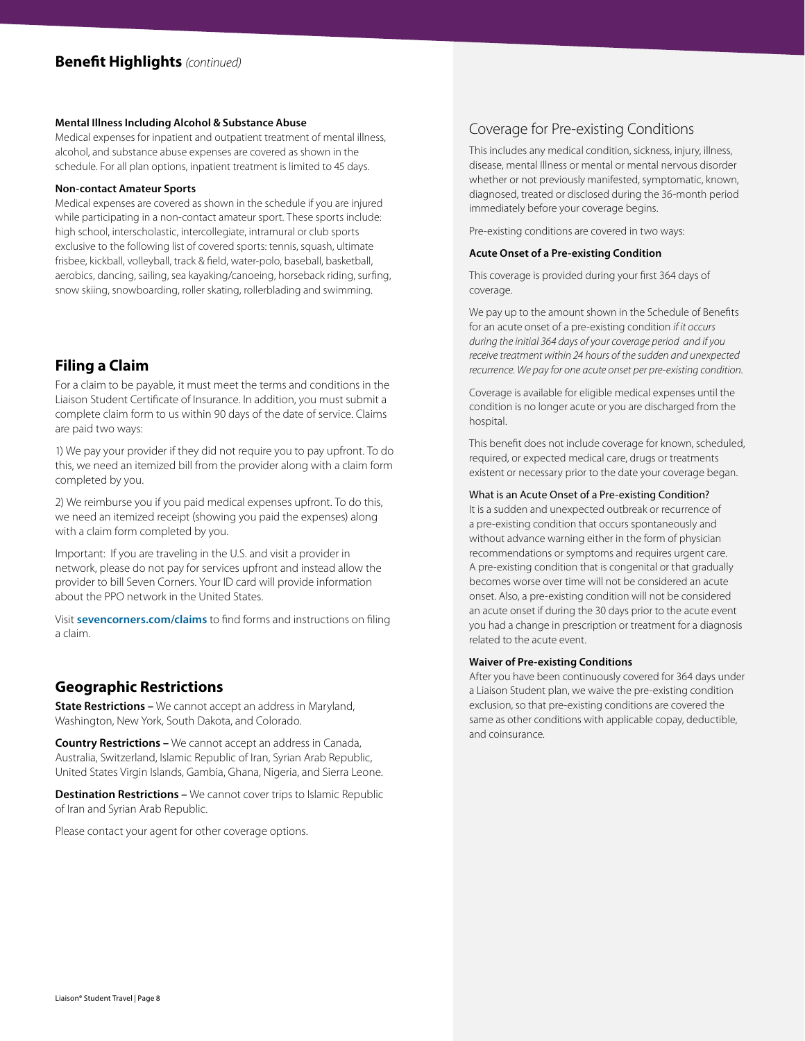## Benefit Highlights *(continued)*

**Mental Illness Including Alcohol & Substance Abuse**

Medical expenses for inpatient and outpatient treatment of mental illness, alcohol, and substance abuse expenses are covered as shown in the schedule. For all plan options, inpatient treatment is limited to 45 days.

**Non-contact Amateur Sports**

Medical expenses are covered as shown in the schedule if you are injured while participating in a non-contact amateur sport. These sports include: high school, interscholastic, intercollegiate, intramural or club sports exclusive to the following list of covered sports: tennis, squash, ultimate frisbee, kickball, volleyball, track & field, water-polo, baseball, basketball, aerobics, dancing, sailing, sea kayaking/canoeing, horseback riding, surfing, snow skiing, snowboarding, roller skating, rollerblading and swimming.

## Filing a Claim

For a claim to be payable, it must meet the terms and conditions in the Liaison Student Certificate of Insurance. In addition, you must submit a complete claim form to us within 90 days of the date of service. Claims are paid two ways:

1) We pay your provider if they did not require you to pay upfront. To do this, we need an itemized bill from the provider along with a claim form completed by you.

2) We reimburse you if you paid medical expenses upfront. To do this, we need an itemized receipt (showing you paid the expenses) along with a claim form completed by you.

Important: If you are traveling in the U.S. and visit a provider in network, please do not pay for services upfront and instead allow the provider to bill Seven Corners. Your ID card will provide information about the PPO network in the United States.

Visit **sevencorners.com/claims** to find forms and instructions on filing a claim.

## Geographic Restrictions

**State Restrictions –** We cannot accept an address in Maryland, Washington, New York, South Dakota, and Colorado.

**Country Restrictions –** We cannot accept an address in Canada, Australia, Switzerland, Islamic Republic of Iran, Syrian Arab Republic, United States Virgin Islands, Gambia, Ghana, Nigeria, and Sierra Leone.

**Destination Restrictions –** We cannot cover trips to Islamic Republic of Iran and Syrian Arab Republic.

Please contact your agent for other coverage options.

## Coverage for Pre-existing Conditions

This includes any medical condition, sickness, injury, illness, disease, mental Illness or mental or mental nervous disorder whether or not previously manifested, symptomatic, known, diagnosed, treated or disclosed during the 36-month period immediately before your coverage begins.

Pre-existing conditions are covered in two ways:

**Acute Onset of a Pre-existing Condition**

This coverage is provided during your first 364 days of coverage.

We pay up to the amount shown in the Schedule of Benefits for an acute onset of a pre-existing condition *if it occurs during the initial 364 days of your coverage period and if you receive treatment within 24 hours of the sudden and unexpected recurrence. We pay for one acute onset per pre-existing condition.*

Coverage is available for eligible medical expenses until the condition is no longer acute or you are discharged from the hospital.

This benefit does not include coverage for known, scheduled, required, or expected medical care, drugs or treatments existent or necessary prior to the date your coverage began.

What is an Acute Onset of a Pre-existing Condition?

It is a sudden and unexpected outbreak or recurrence of a pre-existing condition that occurs spontaneously and without advance warning either in the form of physician recommendations or symptoms and requires urgent care. A pre-existing condition that is congenital or that gradually becomes worse over time will not be considered an acute onset. Also, a pre-existing condition will not be considered an acute onset if during the 30 days prior to the acute event you had a change in prescription or treatment for a diagnosis related to the acute event.

**Waiver of Pre-existing Conditions**

After you have been continuously covered for 364 days under a Liaison Student plan, we waive the pre-existing condition exclusion, so that pre-existing conditions are covered the same as other conditions with applicable copay, deductible, and coinsurance.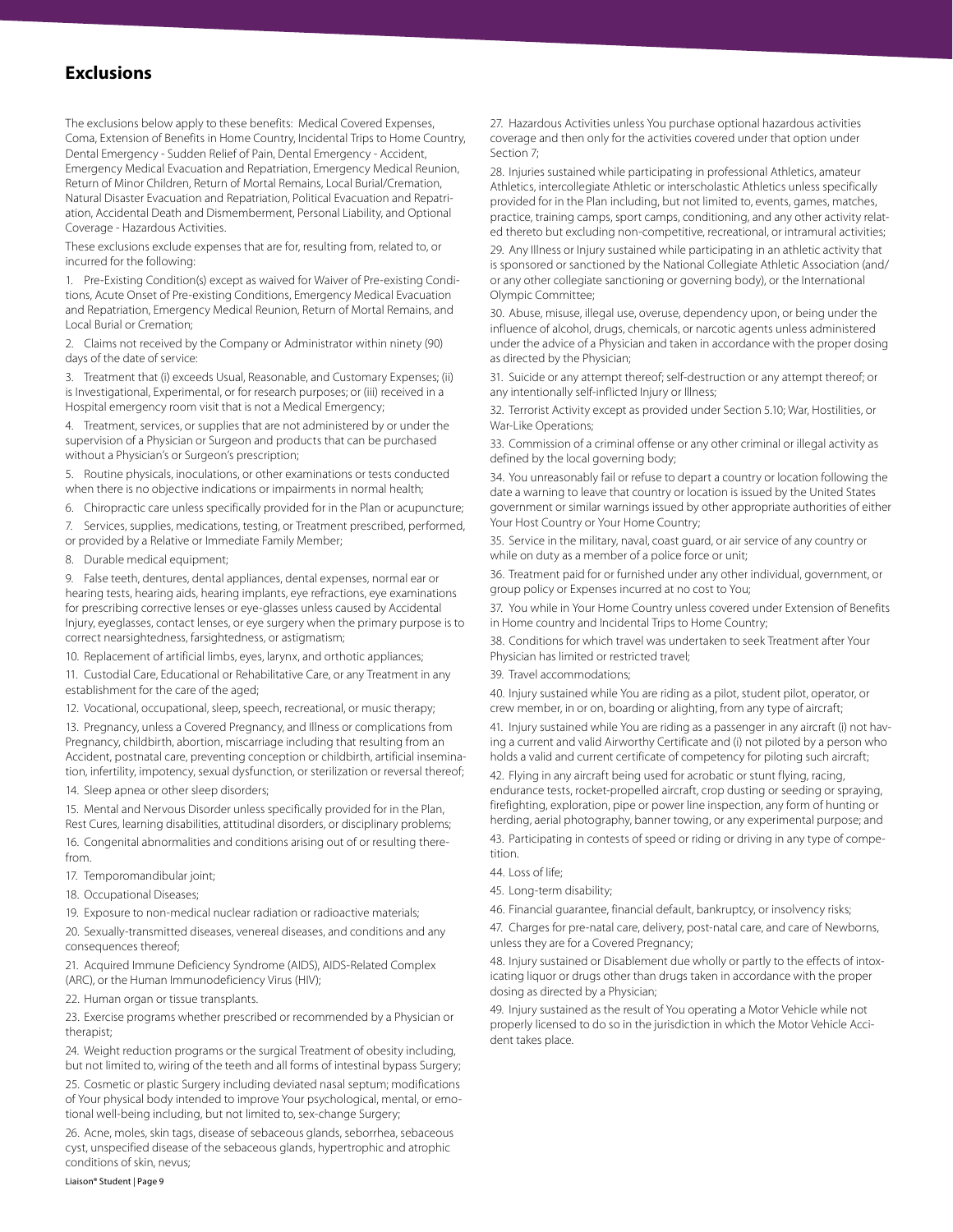## Exclusions

The exclusions below apply to these benefits: Medical Covered Expenses, Coma, Extension of Benefits in Home Country, Incidental Trips to Home Country, Dental Emergency - Sudden Relief of Pain, Dental Emergency - Accident, Emergency Medical Evacuation and Repatriation, Emergency Medical Reunion, Return of Minor Children, Return of Mortal Remains, Local Burial/Cremation, Natural Disaster Evacuation and Repatriation, Political Evacuation and Repatriation, Accidental Death and Dismemberment, Personal Liability, and Optional Coverage - Hazardous Activities.

These exclusions exclude expenses that are for, resulting from, related to, or incurred for the following:

1. Pre-Existing Condition(s) except as waived for Waiver of Pre-existing Conditions, Acute Onset of Pre-existing Conditions, Emergency Medical Evacuation and Repatriation, Emergency Medical Reunion, Return of Mortal Remains, and Local Burial or Cremation;
2. Claims not received by the Company or Administrator within ninety (90) days of the date of service:
3. Treatment that (i) exceeds Usual, Reasonable, and Customary Expenses; (ii) is Investigational, Experimental, or for research purposes; or (iii) received in a Hospital emergency room visit that is not a Medical Emergency;
4. Treatment, services, or supplies that are not administered by or under the supervision of a Physician or Surgeon and products that can be purchased without a Physician's or Surgeon's prescription;
5. Routine physicals, inoculations, or other examinations or tests conducted when there is no objective indications or impairments in normal health;
6. Chiropractic care unless specifically provided for in the Plan or acupuncture;
7. Services, supplies, medications, testing, or Treatment prescribed, performed, or provided by a Relative or Immediate Family Member;
8. Durable medical equipment;
9. False teeth, dentures, dental appliances, dental expenses, normal ear or hearing tests, hearing aids, hearing implants, eye refractions, eye examinations for prescribing corrective lenses or eye-glasses unless caused by Accidental Injury, eyeglasses, contact lenses, or eye surgery when the primary purpose is to correct nearsightedness, farsightedness, or astigmatism;
10. Replacement of artificial limbs, eyes, larynx, and orthotic appliances;
11. Custodial Care, Educational or Rehabilitative Care, or any Treatment in any establishment for the care of the aged;
12. Vocational, occupational, sleep, speech, recreational, or music therapy;
13. Pregnancy, unless a Covered Pregnancy, and Illness or complications from Pregnancy, childbirth, abortion, miscarriage including that resulting from an Accident, postnatal care, preventing conception or childbirth, artificial insemination, infertility, impotency, sexual dysfunction, or sterilization or reversal thereof;
14. Sleep apnea or other sleep disorders;
15. Mental and Nervous Disorder unless specifically provided for in the Plan, Rest Cures, learning disabilities, attitudinal disorders, or disciplinary problems;
16. Congenital abnormalities and conditions arising out of or resulting therefrom.
17. Temporomandibular joint;
18. Occupational Diseases;
19. Exposure to non-medical nuclear radiation or radioactive materials;
20. Sexually-transmitted diseases, venereal diseases, and conditions and any consequences thereof;
21. Acquired Immune Deficiency Syndrome (AIDS), AIDS-Related Complex (ARC), or the Human Immunodeficiency Virus (HIV);
22. Human organ or tissue transplants.
23. Exercise programs whether prescribed or recommended by a Physician or therapist;
24. Weight reduction programs or the surgical Treatment of obesity including, but not limited to, wiring of the teeth and all forms of intestinal bypass Surgery;
25. Cosmetic or plastic Surgery including deviated nasal septum; modifications of Your physical body intended to improve Your psychological, mental, or emotional well-being including, but not limited to, sex-change Surgery;
26. Acne, moles, skin tags, disease of sebaceous glands, seborrhea, sebaceous cyst, unspecified disease of the sebaceous glands, hypertrophic and atrophic conditions of skin, nevus;
27. Hazardous Activities unless You purchase optional hazardous activities coverage and then only for the activities covered under that option under Section 7;
28. Injuries sustained while participating in professional Athletics, amateur Athletics, intercollegiate Athletic or interscholastic Athletics unless specifically provided for in the Plan including, but not limited to, events, games, matches, practice, training camps, sport camps, conditioning, and any other activity related thereto but excluding non-competitive, recreational, or intramural activities;
29. Any Illness or Injury sustained while participating in an athletic activity that is sponsored or sanctioned by the National Collegiate Athletic Association (and/or any other collegiate sanctioning or governing body), or the International Olympic Committee;
30. Abuse, misuse, illegal use, overuse, dependency upon, or being under the influence of alcohol, drugs, chemicals, or narcotic agents unless administered under the advice of a Physician and taken in accordance with the proper dosing as directed by the Physician;
31. Suicide or any attempt thereof; self-destruction or any attempt thereof; or any intentionally self-inflicted Injury or Illness;
32. Terrorist Activity except as provided under Section 5.10; War, Hostilities, or War-Like Operations;
33. Commission of a criminal offense or any other criminal or illegal activity as defined by the local governing body;
34. You unreasonably fail or refuse to depart a country or location following the date a warning to leave that country or location is issued by the United States government or similar warnings issued by other appropriate authorities of either Your Host Country or Your Home Country;
35. Service in the military, naval, coast guard, or air service of any country or while on duty as a member of a police force or unit;
36. Treatment paid for or furnished under any other individual, government, or group policy or Expenses incurred at no cost to You;
37. You while in Your Home Country unless covered under Extension of Benefits in Home country and Incidental Trips to Home Country;
38. Conditions for which travel was undertaken to seek Treatment after Your Physician has limited or restricted travel;
39. Travel accommodations;
40. Injury sustained while You are riding as a pilot, student pilot, operator, or crew member, in or on, boarding or alighting, from any type of aircraft;
41. Injury sustained while You are riding as a passenger in any aircraft (i) not having a current and valid Airworthy Certificate and (i) not piloted by a person who holds a valid and current certificate of competency for piloting such aircraft;
42. Flying in any aircraft being used for acrobatic or stunt flying, racing, endurance tests, rocket-propelled aircraft, crop dusting or seeding or spraying, firefighting, exploration, pipe or power line inspection, any form of hunting or herding, aerial photography, banner towing, or any experimental purpose; and
43. Participating in contests of speed or riding or driving in any type of competition.
44. Loss of life;
45. Long-term disability;
46. Financial guarantee, financial default, bankruptcy, or insolvency risks;
47. Charges for pre-natal care, delivery, post-natal care, and care of Newborns, unless they are for a Covered Pregnancy;
48. Injury sustained or Disablement due wholly or partly to the effects of intoxicating liquor or drugs other than drugs taken in accordance with the proper dosing as directed by a Physician;
49. Injury sustained as the result of You operating a Motor Vehicle while not properly licensed to do so in the jurisdiction in which the Motor Vehicle Accident takes place.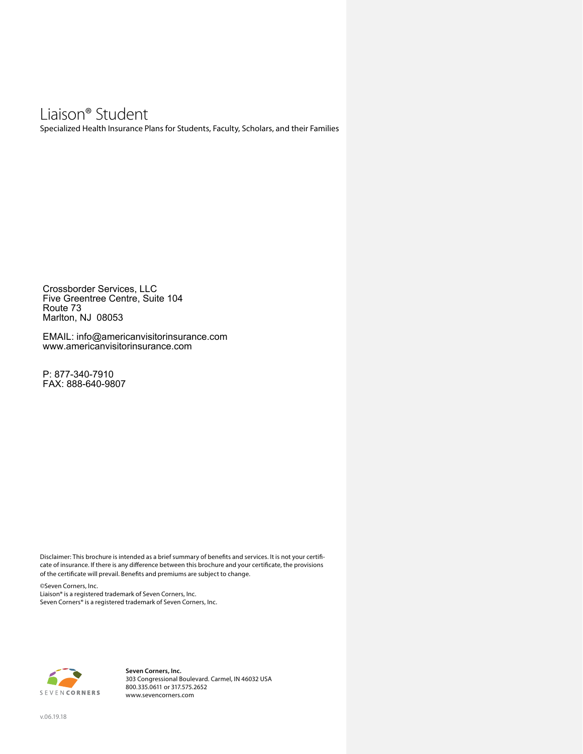# Liaison® Student

Specialized Health Insurance Plans for Students, Faculty, Scholars, and their Families

Crossborder Services, LLC
Five Greentree Centre, Suite 104
Route 73
Marlton, NJ 08053

EMAIL: info@americanvisitorinsurance.com
www.americanvisitorinsurance.com

P: 877-340-7910
FAX: 888-640-9807

Disclaimer: This brochure is intended as a brief summary of benefits and services. It is not your certificate of insurance. If there is any difference between this brochure and your certificate, the provisions of the certificate will prevail. Benefits and premiums are subject to change.

©Seven Corners, Inc.
Liaison® is a registered trademark of Seven Corners, Inc.
Seven Corners® is a registered trademark of Seven Corners, Inc.

SEVEN CORNERS

**Seven Corners, Inc.**
303 Congressional Boulevard. Carmel, IN 46032 USA
800.335.0611 or 317.575.2652
www.sevencorners.com

v.06.19.18